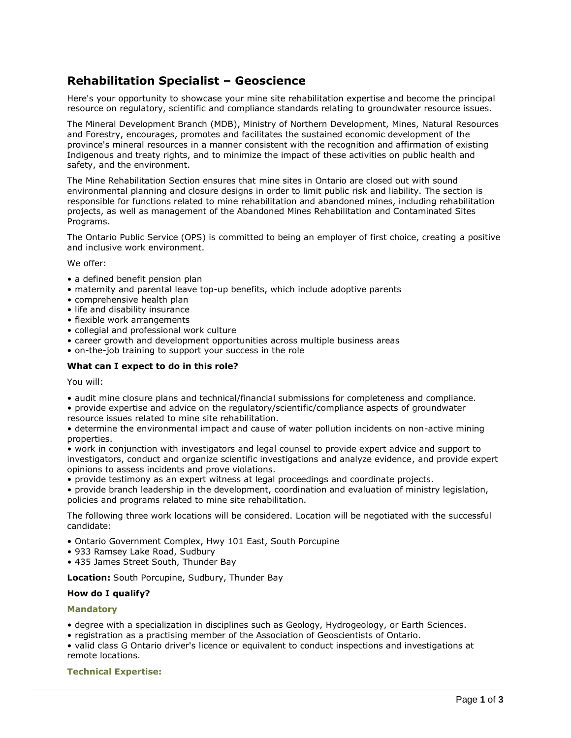# Rehabilitation Specialist – Geoscience

Here's your opportunity to showcase your mine site rehabilitation expertise and become the principal resource on regulatory, scientific and compliance standards relating to groundwater resource issues.

The Mineral Development Branch (MDB), Ministry of Northern Development, Mines, Natural Resources and Forestry, encourages, promotes and facilitates the sustained economic development of the province's mineral resources in a manner consistent with the recognition and affirmation of existing Indigenous and treaty rights, and to minimize the impact of these activities on public health and safety, and the environment.

The Mine Rehabilitation Section ensures that mine sites in Ontario are closed out with sound environmental planning and closure designs in order to limit public risk and liability. The section is responsible for functions related to mine rehabilitation and abandoned mines, including rehabilitation projects, as well as management of the Abandoned Mines Rehabilitation and Contaminated Sites Programs.

The Ontario Public Service (OPS) is committed to being an employer of first choice, creating a positive and inclusive work environment.

We offer:

- a defined benefit pension plan
- maternity and parental leave top-up benefits, which include adoptive parents
- comprehensive health plan
- life and disability insurance
- flexible work arrangements
- collegial and professional work culture
- career growth and development opportunities across multiple business areas
- on-the-job training to support your success in the role

**What can I expect to do in this role?**

You will:

- audit mine closure plans and technical/financial submissions for completeness and compliance.
- provide expertise and advice on the regulatory/scientific/compliance aspects of groundwater resource issues related to mine site rehabilitation.
- determine the environmental impact and cause of water pollution incidents on non-active mining properties.
- work in conjunction with investigators and legal counsel to provide expert advice and support to investigators, conduct and organize scientific investigations and analyze evidence, and provide expert opinions to assess incidents and prove violations.
- provide testimony as an expert witness at legal proceedings and coordinate projects.
- provide branch leadership in the development, coordination and evaluation of ministry legislation, policies and programs related to mine site rehabilitation.

The following three work locations will be considered. Location will be negotiated with the successful candidate:

- Ontario Government Complex, Hwy 101 East, South Porcupine
- 933 Ramsey Lake Road, Sudbury
- 435 James Street South, Thunder Bay

**Location:** South Porcupine, Sudbury, Thunder Bay

**How do I qualify?**

**Mandatory**

- degree with a specialization in disciplines such as Geology, Hydrogeology, or Earth Sciences.
- registration as a practising member of the Association of Geoscientists of Ontario.
- valid class G Ontario driver's licence or equivalent to conduct inspections and investigations at remote locations.

**Technical Expertise:**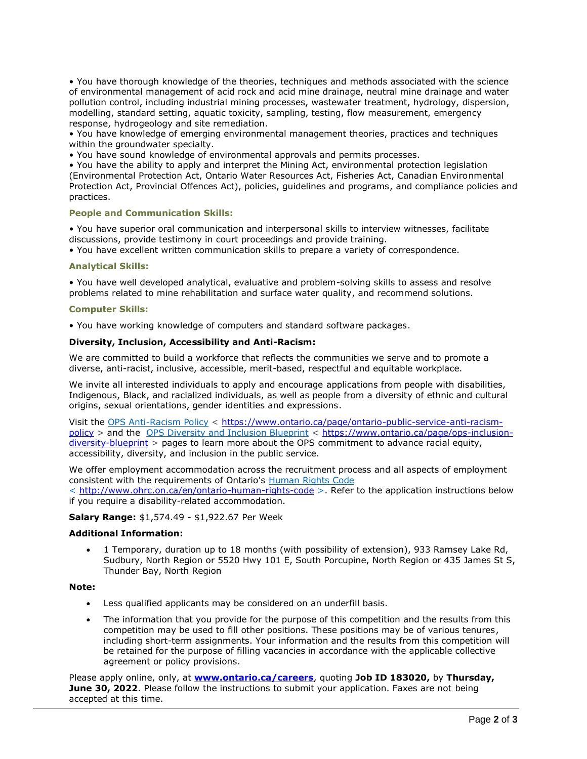• You have thorough knowledge of the theories, techniques and methods associated with the science of environmental management of acid rock and acid mine drainage, neutral mine drainage and water pollution control, including industrial mining processes, wastewater treatment, hydrology, dispersion, modelling, standard setting, aquatic toxicity, sampling, testing, flow measurement, emergency response, hydrogeology and site remediation.
• You have knowledge of emerging environmental management theories, practices and techniques within the groundwater specialty.
• You have sound knowledge of environmental approvals and permits processes.
• You have the ability to apply and interpret the Mining Act, environmental protection legislation (Environmental Protection Act, Ontario Water Resources Act, Fisheries Act, Canadian Environmental Protection Act, Provincial Offences Act), policies, guidelines and programs, and compliance policies and practices.

### People and Communication Skills:

• You have superior oral communication and interpersonal skills to interview witnesses, facilitate discussions, provide testimony in court proceedings and provide training.
• You have excellent written communication skills to prepare a variety of correspondence.

### Analytical Skills:

• You have well developed analytical, evaluative and problem-solving skills to assess and resolve problems related to mine rehabilitation and surface water quality, and recommend solutions.

### Computer Skills:

• You have working knowledge of computers and standard software packages.

**Diversity, Inclusion, Accessibility and Anti-Racism:**

We are committed to build a workforce that reflects the communities we serve and to promote a diverse, anti-racist, inclusive, accessible, merit-based, respectful and equitable workplace.

We invite all interested individuals to apply and encourage applications from people with disabilities, Indigenous, Black, and racialized individuals, as well as people from a diversity of ethnic and cultural origins, sexual orientations, gender identities and expressions.

Visit the OPS Anti-Racism Policy < https://www.ontario.ca/page/ontario-public-service-anti-racism-policy > and the OPS Diversity and Inclusion Blueprint < https://www.ontario.ca/page/ops-inclusion-diversity-blueprint > pages to learn more about the OPS commitment to advance racial equity, accessibility, diversity, and inclusion in the public service.

We offer employment accommodation across the recruitment process and all aspects of employment consistent with the requirements of Ontario's Human Rights Code < http://www.ohrc.on.ca/en/ontario-human-rights-code >. Refer to the application instructions below if you require a disability-related accommodation.

**Salary Range:** $1,574.49 - $1,922.67 Per Week

**Additional Information:**

- 1 Temporary, duration up to 18 months (with possibility of extension), 933 Ramsey Lake Rd, Sudbury, North Region or 5520 Hwy 101 E, South Porcupine, North Region or 435 James St S, Thunder Bay, North Region

**Note:**

- Less qualified applicants may be considered on an underfill basis.
- The information that you provide for the purpose of this competition and the results from this competition may be used to fill other positions. These positions may be of various tenures, including short-term assignments. Your information and the results from this competition will be retained for the purpose of filling vacancies in accordance with the applicable collective agreement or policy provisions.

Please apply online, only, at **www.ontario.ca/careers**, quoting **Job ID 183020,** by **Thursday, June 30, 2022**. Please follow the instructions to submit your application. Faxes are not being accepted at this time.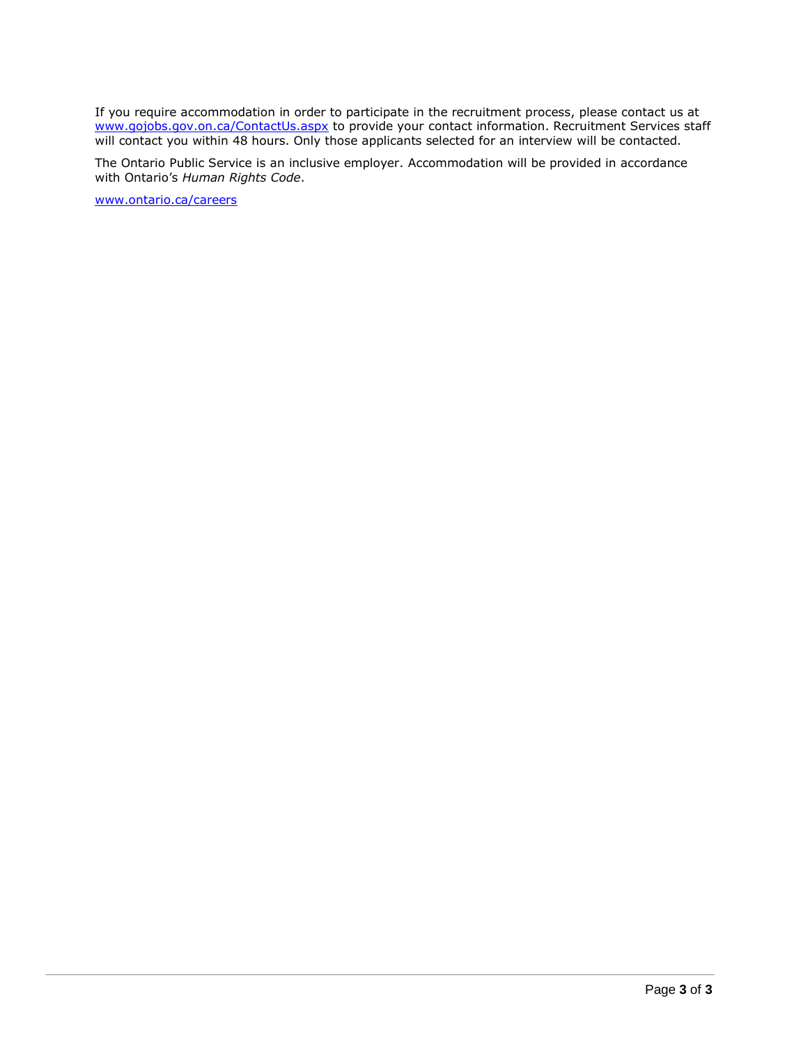If you require accommodation in order to participate in the recruitment process, please contact us at [www.gojobs.gov.on.ca/ContactUs.aspx](http://www.gojobs.gov.on.ca/ContactUs.aspx) to provide your contact information. Recruitment Services staff will contact you within 48 hours. Only those applicants selected for an interview will be contacted.

The Ontario Public Service is an inclusive employer. Accommodation will be provided in accordance with Ontario's *Human Rights Code*.

[www.ontario.ca/careers](http://www.ontario.ca/careers)